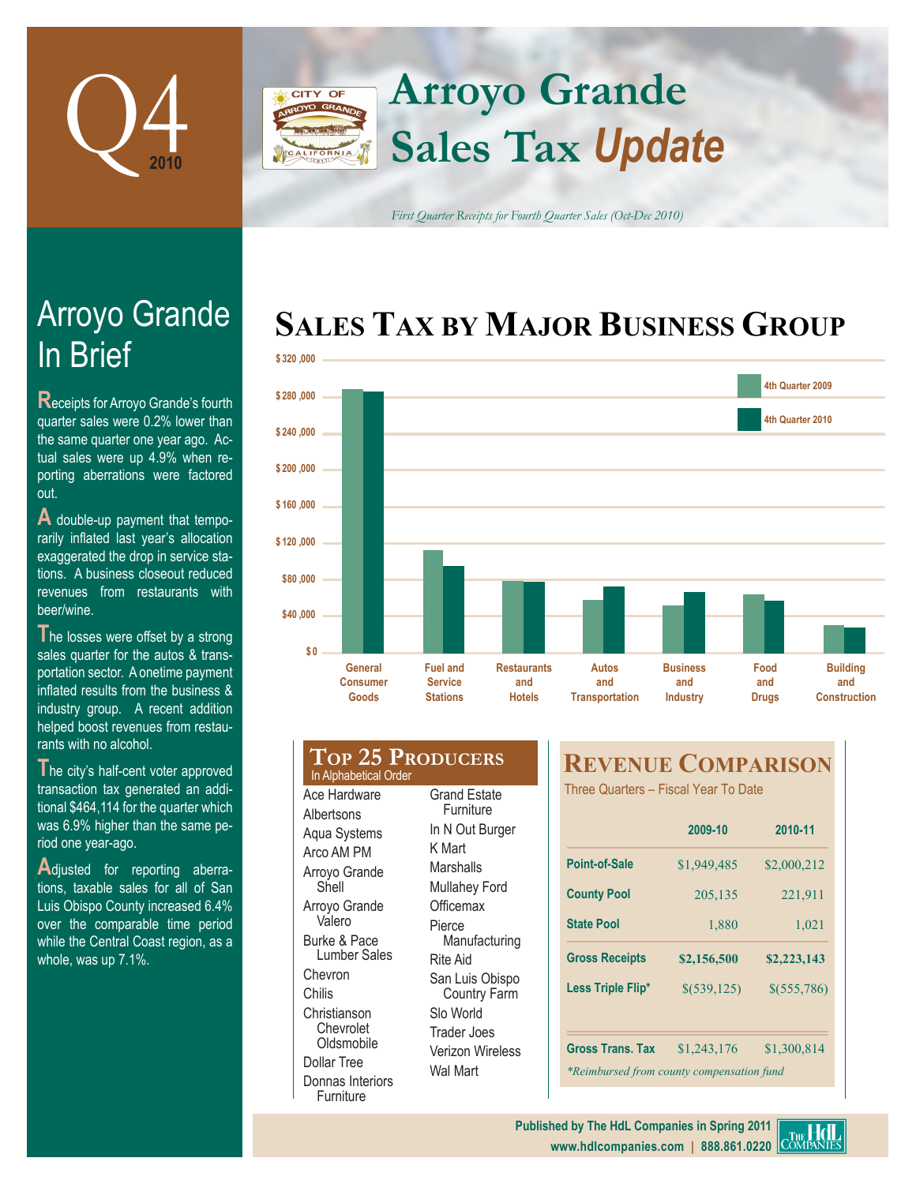# Q4 2010

# Arroyo Grande Sales Tax *Update*

*First Quarter Receipts for Fourth Quarter Sales (Oct-Dec 2010)*

## Arroyo Grande In Brief

Receipts for Arroyo Grande's fourth quarter sales were 0.2% lower than the same quarter one year ago. Actual sales were up 4.9% when reporting aberrations were factored out.

A double-up payment that temporarily inflated last year's allocation exaggerated the drop in service stations. A business closeout reduced revenues from restaurants with beer/wine.

The losses were offset by a strong sales quarter for the autos & transportation sector. A onetime payment inflated results from the business & industry group. A recent addition helped boost revenues from restaurants with no alcohol.

The city's half-cent voter approved transaction tax generated an additional $464,114 for the quarter which was 6.9% higher than the same period one year-ago.

Adjusted for reporting aberrations, taxable sales for all of San Luis Obispo County increased 6.4% over the comparable time period while the Central Coast region, as a whole, was up 7.1%.

## Sales Tax by Major Business Group

Chart legend: 4th Quarter 2009, 4th Quarter 2010. Y-axis: $0 to $320,000.

Categories: General Consumer Goods; Fuel and Service Stations; Restaurants and Hotels; Autos and Transportation; Business and Industry; Food and Drugs; Building and Construction

## Top 25 Producers

In Alphabetical Order

- Ace Hardware
- Albertsons
- Aqua Systems
- Arco AM PM
- Arroyo Grande Shell
- Arroyo Grande Valero
- Burke & Pace Lumber Sales
- Chevron
- Chilis
- Christianson Chevrolet Oldsmobile
- Dollar Tree
- Donnas Interiors Furniture
- Grand Estate Furniture
- In N Out Burger
- K Mart
- Marshalls
- Mullahey Ford
- Officemax
- Pierce Manufacturing
- Rite Aid
- San Luis Obispo Country Farm
- Slo World
- Trader Joes
- Verizon Wireless
- Wal Mart

## Revenue Comparison

Three Quarters – Fiscal Year To Date

| | 2009-10 | 2010-11 |
|---|---|---|
| **Point-of-Sale** | $1,949,485 | $2,000,212 |
| **County Pool** | 205,135 | 221,911 |
| **State Pool** | 1,880 | 1,021 |
| **Gross Receipts** | **$2,156,500** | **$2,223,143** |
| **Less Triple Flip*** | $(539,125) | $(555,786) |
| **Gross Trans. Tax** | $1,243,176 | $1,300,814 |

*Reimbursed from county compensation fund*

Published by The HdL Companies in Spring 2011
www.hdlcompanies.com | 888.861.0220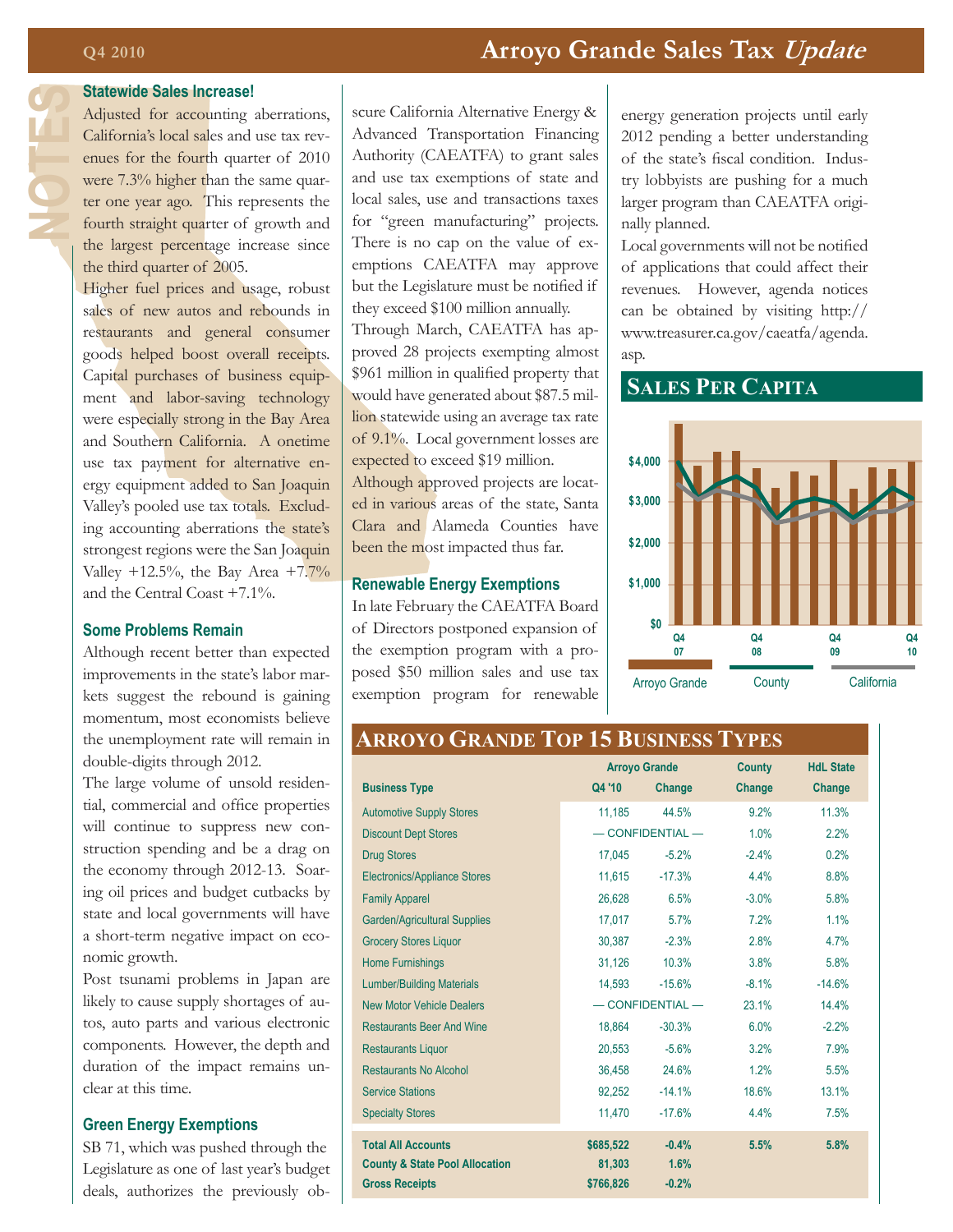# Arroyo Grande Sales Tax *Update*

Q4 2010

NOTES

### Statewide Sales Increase!

Adjusted for accounting aberrations, California's local sales and use tax revenues for the fourth quarter of 2010 were 7.3% higher than the same quarter one year ago. This represents the fourth straight quarter of growth and the largest percentage increase since the third quarter of 2005.

Higher fuel prices and usage, robust sales of new autos and rebounds in restaurants and general consumer goods helped boost overall receipts. Capital purchases of business equipment and labor-saving technology were especially strong in the Bay Area and Southern California. A onetime use tax payment for alternative energy equipment added to San Joaquin Valley's pooled use tax totals. Excluding accounting aberrations the state's strongest regions were the San Joaquin Valley +12.5%, the Bay Area +7.7% and the Central Coast +7.1%.

### Some Problems Remain

Although recent better than expected improvements in the state's labor markets suggest the rebound is gaining momentum, most economists believe the unemployment rate will remain in double-digits through 2012.

The large volume of unsold residential, commercial and office properties will continue to suppress new construction spending and be a drag on the economy through 2012-13. Soaring oil prices and budget cutbacks by state and local governments will have a short-term negative impact on economic growth.

Post tsunami problems in Japan are likely to cause supply shortages of autos, auto parts and various electronic components. However, the depth and duration of the impact remains unclear at this time.

### Green Energy Exemptions

SB 71, which was pushed through the Legislature as one of last year's budget deals, authorizes the previously obscure California Alternative Energy & Advanced Transportation Financing Authority (CAEATFA) to grant sales and use tax exemptions of state and local sales, use and transactions taxes for "green manufacturing" projects. There is no cap on the value of exemptions CAEATFA may approve but the Legislature must be notified if they exceed $100 million annually.

Through March, CAEATFA has approved 28 projects exempting almost $961 million in qualified property that would have generated about $87.5 million statewide using an average tax rate of 9.1%. Local government losses are expected to exceed $19 million.

Although approved projects are located in various areas of the state, Santa Clara and Alameda Counties have been the most impacted thus far.

### Renewable Energy Exemptions

In late February the CAEATFA Board of Directors postponed expansion of the exemption program with a proposed $50 million sales and use tax exemption program for renewable energy generation projects until early 2012 pending a better understanding of the state's fiscal condition. Industry lobbyists are pushing for a much larger program than CAEATFA originally planned.

Local governments will not be notified of applications that could affect their revenues. However, agenda notices can be obtained by visiting http://www.treasurer.ca.gov/caeatfa/agenda.asp.

## Sales Per Capita

$4,000
$3,000
$2,000
$1,000
$0
Q4 07
Q4 08
Q4 09
Q4 10
Arroyo Grande
County
California

## Arroyo Grande Top 15 Business Types

| Business Type | Arroyo Grande Q4 '10 | Arroyo Grande Change | County Change | HdL State Change |
|---|---|---|---|---|
| Automotive Supply Stores | 11,185 | 44.5% | 9.2% | 11.3% |
| Discount Dept Stores | — CONFIDENTIAL — | | 1.0% | 2.2% |
| Drug Stores | 17,045 | -5.2% | -2.4% | 0.2% |
| Electronics/Appliance Stores | 11,615 | -17.3% | 4.4% | 8.8% |
| Family Apparel | 26,628 | 6.5% | -3.0% | 5.8% |
| Garden/Agricultural Supplies | 17,017 | 5.7% | 7.2% | 1.1% |
| Grocery Stores Liquor | 30,387 | -2.3% | 2.8% | 4.7% |
| Home Furnishings | 31,126 | 10.3% | 3.8% | 5.8% |
| Lumber/Building Materials | 14,593 | -15.6% | -8.1% | -14.6% |
| New Motor Vehicle Dealers | — CONFIDENTIAL — | | 23.1% | 14.4% |
| Restaurants Beer And Wine | 18,864 | -30.3% | 6.0% | -2.2% |
| Restaurants Liquor | 20,553 | -5.6% | 3.2% | 7.9% |
| Restaurants No Alcohol | 36,458 | 24.6% | 1.2% | 5.5% |
| Service Stations | 92,252 | -14.1% | 18.6% | 13.1% |
| Specialty Stores | 11,470 | -17.6% | 4.4% | 7.5% |
| **Total All Accounts** | **$685,522** | **-0.4%** | **5.5%** | **5.8%** |
| **County & State Pool Allocation** | **81,303** | **1.6%** | | |
| **Gross Receipts** | **$766,826** | **-0.2%** | | |